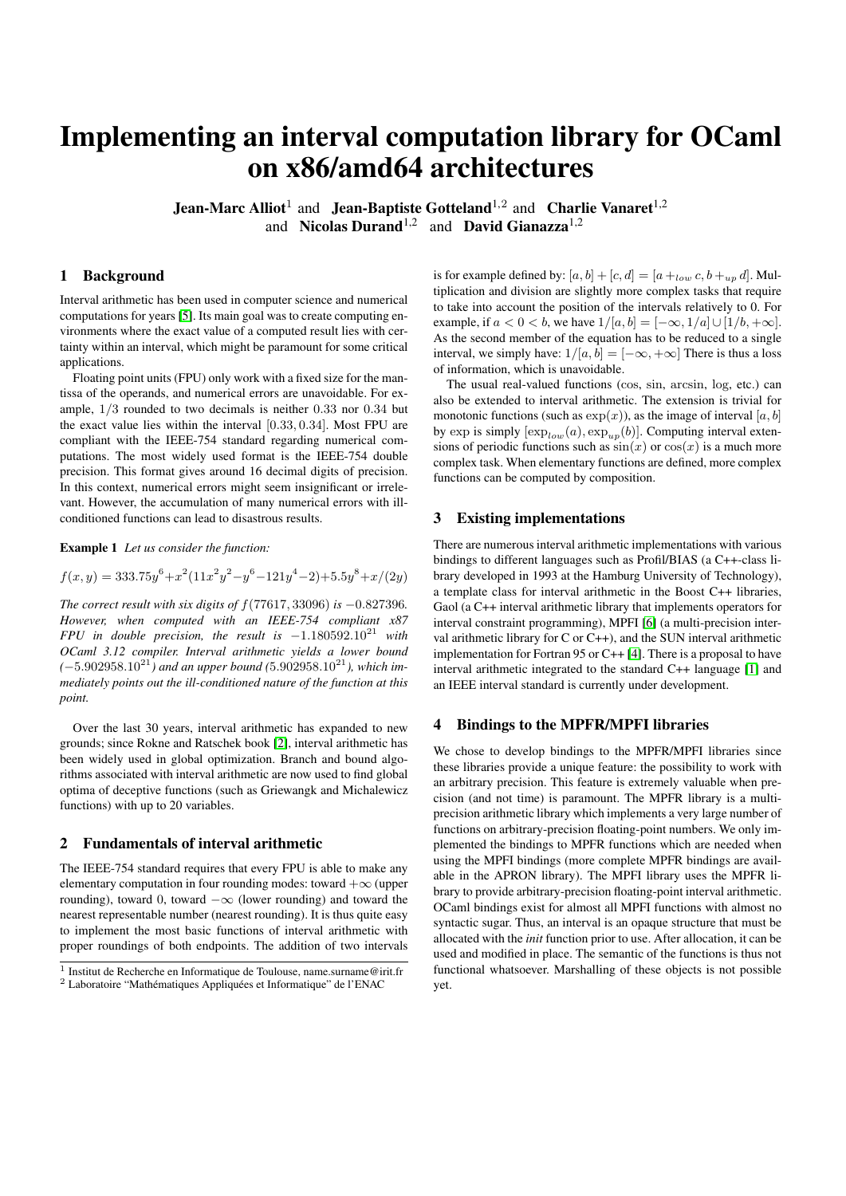# Implementing an interval computation library for OCaml on x86/amd64 architectures

**Jean-Marc Alliot**[1] and **Jean-Baptiste Gotteland**[1,2] and **Charlie Vanaret**[1,2] and **Nicolas Durand**[1,2] and **David Gianazza**[1,2]

## 1 Background

Interval arithmetic has been used in computer science and numerical computations for years [5]. Its main goal was to create computing environments where the exact value of a computed result lies with certainty within an interval, which might be paramount for some critical applications.

Floating point units (FPU) only work with a fixed size for the mantissa of the operands, and numerical errors are unavoidable. For example, $1/3$ rounded to two decimals is neither $0.33$ nor $0.34$ but the exact value lies within the interval $[0.33, 0.34]$. Most FPU are compliant with the IEEE-754 standard regarding numerical computations. The most widely used format is the IEEE-754 double precision. This format gives around 16 decimal digits of precision. In this context, numerical errors might seem insignificant or irrelevant. However, the accumulation of many numerical errors with ill-conditioned functions can lead to disastrous results.

**Example 1** *Let us consider the function:*

$$f(x, y) = 333.75y^6 + x^2(11x^2y^2 - y^6 - 121y^4 - 2) + 5.5y^8 + x/(2y)$$

*The correct result with six digits of $f(77617, 33096)$ is $-0.827396$. However, when computed with an IEEE-754 compliant x87 FPU in double precision, the result is $-1.180592.10^{21}$ with OCaml 3.12 compiler. Interval arithmetic yields a lower bound ($-5.902958.10^{21}$) and an upper bound ($5.902958.10^{21}$), which immediately points out the ill-conditioned nature of the function at this point.*

Over the last 30 years, interval arithmetic has expanded to new grounds; since Rokne and Ratschek book [2], interval arithmetic has been widely used in global optimization. Branch and bound algorithms associated with interval arithmetic are now used to find global optima of deceptive functions (such as Griewangk and Michalewicz functions) with up to 20 variables.

## 2 Fundamentals of interval arithmetic

The IEEE-754 standard requires that every FPU is able to make any elementary computation in four rounding modes: toward $+\infty$ (upper rounding), toward 0, toward $-\infty$ (lower rounding) and toward the nearest representable number (nearest rounding). It is thus quite easy to implement the most basic functions of interval arithmetic with proper roundings of both endpoints. The addition of two intervals is for example defined by: $[a, b] + [c, d] = [a +_{low} c, b +_{up} d]$. Multiplication and division are slightly more complex tasks that require to take into account the position of the intervals relatively to 0. For example, if $a < 0 < b$, we have $1/[a, b] = [-\infty, 1/a] \cup [1/b, +\infty]$. As the second member of the equation has to be reduced to a single interval, we simply have: $1/[a, b] = [-\infty, +\infty]$ There is thus a loss of information, which is unavoidable.

The usual real-valued functions ($\cos$, $\sin$, $\arcsin$, $\log$, etc.) can also be extended to interval arithmetic. The extension is trivial for monotonic functions (such as $\exp(x)$), as the image of interval $[a, b]$ by $\exp$ is simply $[\exp_{low}(a), \exp_{up}(b)]$. Computing interval extensions of periodic functions such as $\sin(x)$ or $\cos(x)$ is a much more complex task. When elementary functions are defined, more complex functions can be computed by composition.

## 3 Existing implementations

There are numerous interval arithmetic implementations with various bindings to different languages such as Profil/BIAS (a C++-class library developed in 1993 at the Hamburg University of Technology), a template class for interval arithmetic in the Boost C++ libraries, Gaol (a C++ interval arithmetic library that implements operators for interval constraint programming), MPFI [6] (a multi-precision interval arithmetic library for C or C++), and the SUN interval arithmetic implementation for Fortran 95 or C++ [4]. There is a proposal to have interval arithmetic integrated to the standard C++ language [1] and an IEEE interval standard is currently under development.

## 4 Bindings to the MPFR/MPFI libraries

We chose to develop bindings to the MPFR/MPFI libraries since these libraries provide a unique feature: the possibility to work with an arbitrary precision. This feature is extremely valuable when precision (and not time) is paramount. The MPFR library is a multi-precision arithmetic library which implements a very large number of functions on arbitrary-precision floating-point numbers. We only implemented the bindings to MPFR functions which are needed when using the MPFI bindings (more complete MPFR bindings are available in the APRON library). The MPFI library uses the MPFR library to provide arbitrary-precision floating-point interval arithmetic. OCaml bindings exist for almost all MPFI functions with almost no syntactic sugar. Thus, an interval is an opaque structure that must be allocated with the *init* function prior to use. After allocation, it can be used and modified in place. The semantic of the functions is thus not functional whatsoever. Marshalling of these objects is not possible yet.

---

[1] Institut de Recherche en Informatique de Toulouse, name.surname@irit.fr

[2] Laboratoire "Mathématiques Appliquées et Informatique" de l'ENAC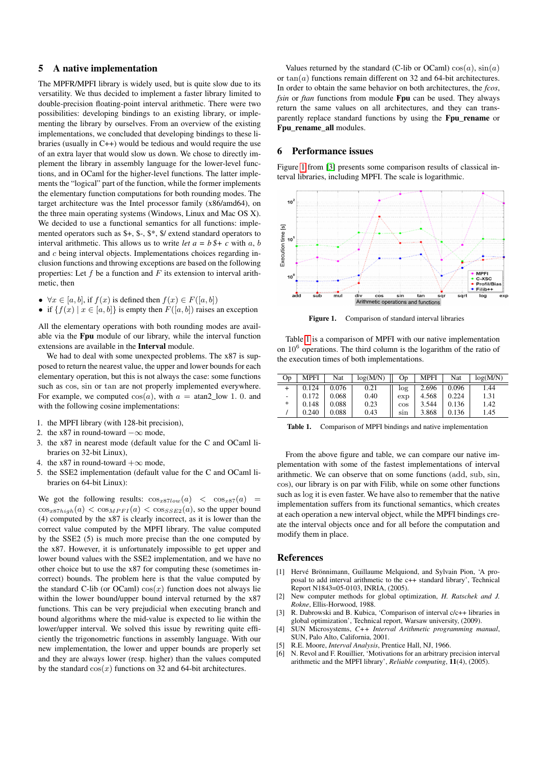## 5 A native implementation

The MPFR/MPFI library is widely used, but is quite slow due to its versatility. We thus decided to implement a faster library limited to double-precision floating-point interval arithmetic. There were two possibilities: developing bindings to an existing library, or implementing the library by ourselves. From an overview of the existing implementations, we concluded that developing bindings to these libraries (usually in C++) would be tedious and would require the use of an extra layer that would slow us down. We chose to directly implement the library in assembly language for the lower-level functions, and in OCaml for the higher-level functions. The latter implements the "logical" part of the function, while the former implements the elementary function computations for both rounding modes. The target architecture was the Intel processor family (x86/amd64), on the three main operating systems (Windows, Linux and Mac OS X). We decided to use a functional semantics for all functions: implemented operators such as $+, $-, $*, $/ extend standard operators to interval arithmetic. This allows us to write *let* $a = b$ $+ $c$ with $a$, $b$ and $c$ being interval objects. Implementations choices regarding inclusion functions and throwing exceptions are based on the following properties: Let $f$ be a function and $F$ its extension to interval arithmetic, then

- $\forall x \in [a, b]$, if $f(x)$ is defined then $f(x) \in F([a, b])$
- if $\{f(x) \mid x \in [a, b]\}$ is empty then $F([a, b])$ raises an exception

All the elementary operations with both rounding modes are available via the **Fpu** module of our library, while the interval function extensions are available in the **Interval** module.

We had to deal with some unexpected problems. The x87 is supposed to return the nearest value, the upper and lower bounds for each elementary operation, but this is not always the case: some functions such as $\cos$, $\sin$ or $\tan$ are not properly implemented everywhere. For example, we computed $\cos(a)$, with $a =$ atan2_low 1. 0. and with the following cosine implementations:

1. the MPFI library (with 128-bit precision),
2. the x87 in round-toward $-\infty$ mode,
3. the x87 in nearest mode (default value for the C and OCaml libraries on 32-bit Linux),
4. the x87 in round-toward $+\infty$ mode,
5. the SSE2 implementation (default value for the C and OCaml libraries on 64-bit Linux):

We got the following results: $\cos_{x87low}(a) < \cos_{x87}(a) = \cos_{x87high}(a) < \cos_{MPFI}(a) < \cos_{SSE2}(a)$, so the upper bound (4) computed by the x87 is clearly incorrect, as it is lower than the correct value computed by the MPFI library. The value computed by the SSE2 (5) is much more precise than the one computed by the x87. However, it is unfortunately impossible to get upper and lower bound values with the SSE2 implementation, and we have no other choice but to use the x87 for computing these (sometimes incorrect) bounds. The problem here is that the value computed by the standard C-lib (or OCaml) $\cos(x)$ function does not always lie within the lower bound/upper bound interval returned by the x87 functions. This can be very prejudicial when executing branch and bound algorithms where the mid-value is expected to lie within the lower/upper interval. We solved this issue by rewriting quite efficiently the trigonometric functions in assembly language. With our new implementation, the lower and upper bounds are properly set and they are always lower (resp. higher) than the values computed by the standard $\cos(x)$ functions on 32 and 64-bit architectures.

Values returned by the standard (C-lib or OCaml) $\cos(a)$, $\sin(a)$ or $\tan(a)$ functions remain different on 32 and 64-bit architectures. In order to obtain the same behavior on both architectures, the *fcos*, *fsin* or *ftan* functions from module **Fpu** can be used. They always return the same values on all architectures, and they can transparently replace standard functions by using the **Fpu_rename** or **Fpu_rename_all** modules.

## 6 Performance issues

Figure 1 from [3] presents some comparison results of classical interval libraries, including MPFI. The scale is logarithmic.

Execution time [s]
$10^2$
$10^1$
$10^0$
add sub mul div cos sin tan sqr sqrt log exp
Arithmetic operations and functions
MPFI
C-XSC
Profil/Bias
Filib++

**Figure 1.** Comparison of standard interval libraries

Table 1 is a comparison of MPFI with our native implementation on $10^6$ operations. The third column is the logarithm of the ratio of the execution times of both implementations.

| Op | MPFI | Nat | log(M/N) | Op | MPFI | Nat | log(M/N) |
|---|---|---|---|---|---|---|---|
| + | 0.124 | 0.076 | 0.21 | log | 2.696 | 0.096 | 1.44 |
| - | 0.172 | 0.068 | 0.40 | exp | 4.568 | 0.224 | 1.31 |
| * | 0.148 | 0.088 | 0.23 | cos | 3.544 | 0.136 | 1.42 |
| / | 0.240 | 0.088 | 0.43 | sin | 3.868 | 0.136 | 1.45 |

**Table 1.** Comparison of MPFI bindings and native implementation

From the above figure and table, we can compare our native implementation with some of the fastest implementations of interval arithmetic. We can observe that on some functions (add, sub, sin, cos), our library is on par with Filib, while on some other functions such as log it is even faster. We have also to remember that the native implementation suffers from its functional semantics, which creates at each operation a new interval object, while the MPFI bindings create the interval objects once and for all before the computation and modify them in place.

## References

[1] Hervé Brönnimann, Guillaume Melquiond, and Sylvain Pion, 'A proposal to add interval arithmetic to the c++ standard library', Technical Report N1843=05-0103, INRIA, (2005).

[2] New computer methods for global optimization, *H. Ratschek and J. Rokne*, Ellis-Horwood, 1988.

[3] R. Dabrowski and B. Kubica, 'Comparison of interval c/c++ libraries in global optimization', Technical report, Warsaw university, (2009).

[4] SUN Microsystems, *C++ Interval Arithmetic programming manual*, SUN, Palo Alto, California, 2001.

[5] R.E. Moore, *Interval Analysis*, Prentice Hall, NJ, 1966.

[6] N. Revol and F. Rouillier, 'Motivations for an arbitrary precision interval arithmetic and the MPFI library', *Reliable computing*, **11**(4), (2005).